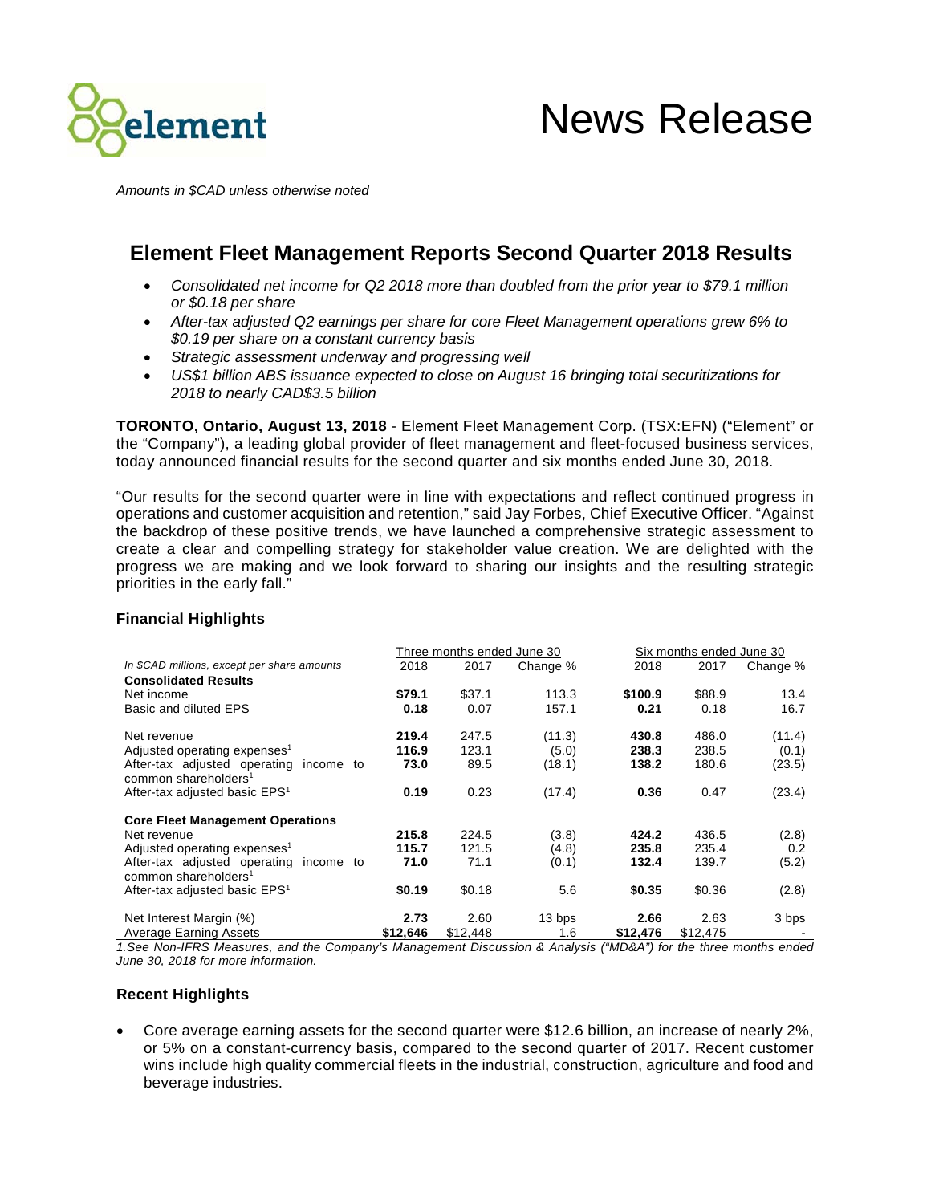*Amounts in $CAD unless otherwise noted*

# News Release

## Element Fleet Management Reports Second Quarter 2018 Results

- *Consolidated net income for Q2 2018 more than doubled from the prior year to $79.1 million or $0.18 per share*
- *After-tax adjusted Q2 earnings per share for core Fleet Management operations grew 6% to $0.19 per share on a constant currency basis*
- *Strategic assessment underway and progressing well*
- *US$1 billion ABS issuance expected to close on August 16 bringing total securitizations for 2018 to nearly CAD$3.5 billion*

**TORONTO, Ontario, August 13, 2018** - Element Fleet Management Corp. (TSX:EFN) ("Element" or the "Company"), a leading global provider of fleet management and fleet-focused business services, today announced financial results for the second quarter and six months ended June 30, 2018.

"Our results for the second quarter were in line with expectations and reflect continued progress in operations and customer acquisition and retention," said Jay Forbes, Chief Executive Officer. "Against the backdrop of these positive trends, we have launched a comprehensive strategic assessment to create a clear and compelling strategy for stakeholder value creation. We are delighted with the progress we are making and we look forward to sharing our insights and the resulting strategic priorities in the early fall."

### Financial Highlights

| | Three months ended June 30 | | | Six months ended June 30 | | |
|---|---|---|---|---|---|---|
| *In $CAD millions, except per share amounts* | 2018 | 2017 | Change % | 2018 | 2017 | Change % |
| **Consolidated Results** | | | | | | |
| Net income | **$79.1** | $37.1 | 113.3 | **$100.9** | $88.9 | 13.4 |
| Basic and diluted EPS | **0.18** | 0.07 | 157.1 | **0.21** | 0.18 | 16.7 |
| Net revenue | **219.4** | 247.5 | (11.3) | **430.8** | 486.0 | (11.4) |
| Adjusted operating expenses[1] | **116.9** | 123.1 | (5.0) | **238.3** | 238.5 | (0.1) |
| After-tax adjusted operating income to common shareholders[1] | **73.0** | 89.5 | (18.1) | **138.2** | 180.6 | (23.5) |
| After-tax adjusted basic EPS[1] | **0.19** | 0.23 | (17.4) | **0.36** | 0.47 | (23.4) |
| **Core Fleet Management Operations** | | | | | | |
| Net revenue | **215.8** | 224.5 | (3.8) | **424.2** | 436.5 | (2.8) |
| Adjusted operating expenses[1] | **115.7** | 121.5 | (4.8) | **235.8** | 235.4 | 0.2 |
| After-tax adjusted operating income to common shareholders[1] | **71.0** | 71.1 | (0.1) | **132.4** | 139.7 | (5.2) |
| After-tax adjusted basic EPS[1] | **$0.19** | $0.18 | 5.6 | **$0.35** | $0.36 | (2.8) |
| Net Interest Margin (%) | **2.73** | 2.60 | 13 bps | **2.66** | 2.63 | 3 bps |
| Average Earning Assets | **$12,646** | $12,448 | 1.6 | **$12,476** | $12,475 | - |

*1.See Non-IFRS Measures, and the Company's Management Discussion & Analysis ("MD&A") for the three months ended June 30, 2018 for more information.*

### Recent Highlights

- Core average earning assets for the second quarter were $12.6 billion, an increase of nearly 2%, or 5% on a constant-currency basis, compared to the second quarter of 2017. Recent customer wins include high quality commercial fleets in the industrial, construction, agriculture and food and beverage industries.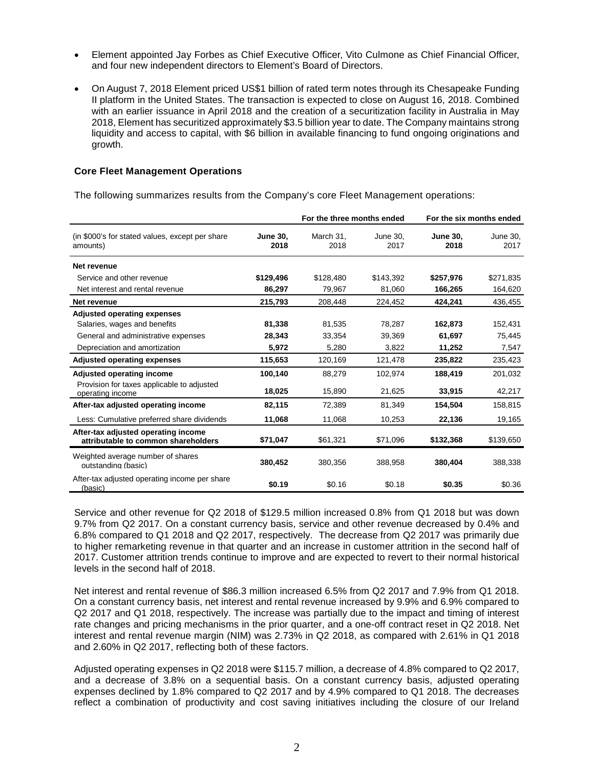- Element appointed Jay Forbes as Chief Executive Officer, Vito Culmone as Chief Financial Officer, and four new independent directors to Element's Board of Directors.

- On August 7, 2018 Element priced US$1 billion of rated term notes through its Chesapeake Funding II platform in the United States. The transaction is expected to close on August 16, 2018. Combined with an earlier issuance in April 2018 and the creation of a securitization facility in Australia in May 2018, Element has securitized approximately $3.5 billion year to date. The Company maintains strong liquidity and access to capital, with $6 billion in available financing to fund ongoing originations and growth.

### Core Fleet Management Operations

The following summarizes results from the Company's core Fleet Management operations:

| | For the three months ended | | | For the six months ended | |
|---|---|---|---|---|---|
| (in $000's for stated values, except per share amounts) | **June 30, 2018** | March 31, 2018 | June 30, 2017 | **June 30, 2018** | June 30, 2017 |
| **Net revenue** | | | | | |
| Service and other revenue | **$129,496** | $128,480 | $143,392 | **$257,976** | $271,835 |
| Net interest and rental revenue | **86,297** | 79,967 | 81,060 | **166,265** | 164,620 |
| **Net revenue** | **215,793** | 208,448 | 224,452 | **424,241** | 436,455 |
| **Adjusted operating expenses** | | | | | |
| Salaries, wages and benefits | **81,338** | 81,535 | 78,287 | **162,873** | 152,431 |
| General and administrative expenses | **28,343** | 33,354 | 39,369 | **61,697** | 75,445 |
| Depreciation and amortization | **5,972** | 5,280 | 3,822 | **11,252** | 7,547 |
| **Adjusted operating expenses** | **115,653** | 120,169 | 121,478 | **235,822** | 235,423 |
| **Adjusted operating income** | **100,140** | 88,279 | 102,974 | **188,419** | 201,032 |
| Provision for taxes applicable to adjusted operating income | **18,025** | 15,890 | 21,625 | **33,915** | 42,217 |
| **After-tax adjusted operating income** | **82,115** | 72,389 | 81,349 | **154,504** | 158,815 |
| Less: Cumulative preferred share dividends | **11,068** | 11,068 | 10,253 | **22,136** | 19,165 |
| **After-tax adjusted operating income attributable to common shareholders** | **$71,047** | $61,321 | $71,096 | **$132,368** | $139,650 |
| Weighted average number of shares outstanding (basic) | **380,452** | 380,356 | 388,958 | **380,404** | 388,338 |
| After-tax adjusted operating income per share (basic) | **$0.19** | $0.16 | $0.18 | **$0.35** | $0.36 |

Service and other revenue for Q2 2018 of $129.5 million increased 0.8% from Q1 2018 but was down 9.7% from Q2 2017. On a constant currency basis, service and other revenue decreased by 0.4% and 6.8% compared to Q1 2018 and Q2 2017, respectively. The decrease from Q2 2017 was primarily due to higher remarketing revenue in that quarter and an increase in customer attrition in the second half of 2017. Customer attrition trends continue to improve and are expected to revert to their normal historical levels in the second half of 2018.

Net interest and rental revenue of $86.3 million increased 6.5% from Q2 2017 and 7.9% from Q1 2018. On a constant currency basis, net interest and rental revenue increased by 9.9% and 6.9% compared to Q2 2017 and Q1 2018, respectively. The increase was partially due to the impact and timing of interest rate changes and pricing mechanisms in the prior quarter, and a one-off contract reset in Q2 2018. Net interest and rental revenue margin (NIM) was 2.73% in Q2 2018, as compared with 2.61% in Q1 2018 and 2.60% in Q2 2017, reflecting both of these factors.

Adjusted operating expenses in Q2 2018 were $115.7 million, a decrease of 4.8% compared to Q2 2017, and a decrease of 3.8% on a sequential basis. On a constant currency basis, adjusted operating expenses declined by 1.8% compared to Q2 2017 and by 4.9% compared to Q1 2018. The decreases reflect a combination of productivity and cost saving initiatives including the closure of our Ireland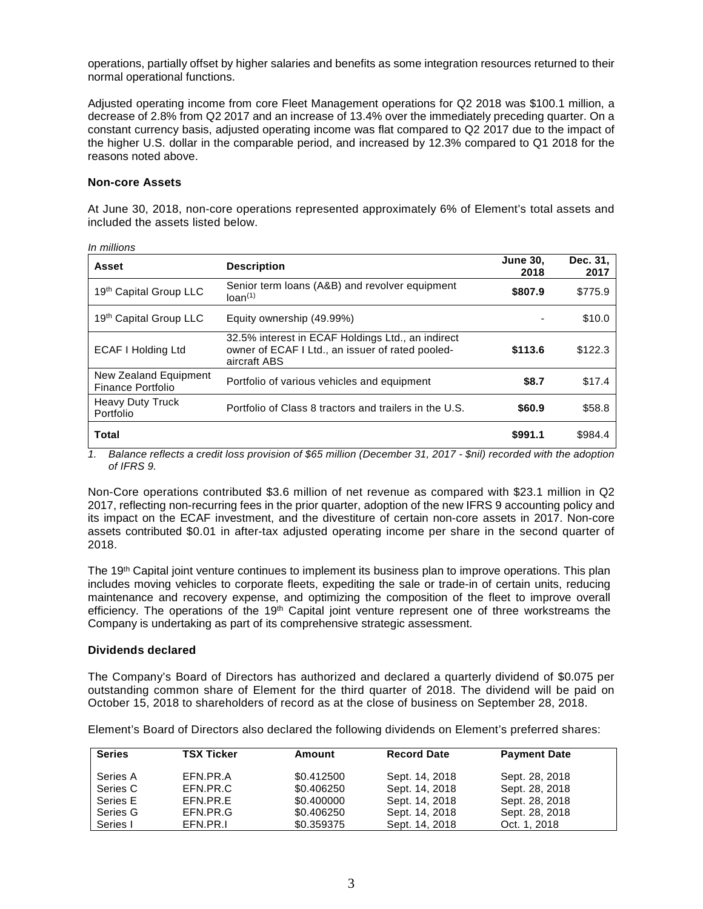operations, partially offset by higher salaries and benefits as some integration resources returned to their normal operational functions.

Adjusted operating income from core Fleet Management operations for Q2 2018 was $100.1 million, a decrease of 2.8% from Q2 2017 and an increase of 13.4% over the immediately preceding quarter. On a constant currency basis, adjusted operating income was flat compared to Q2 2017 due to the impact of the higher U.S. dollar in the comparable period, and increased by 12.3% compared to Q1 2018 for the reasons noted above.

**Non-core Assets**

At June 30, 2018, non-core operations represented approximately 6% of Element's total assets and included the assets listed below.

*In millions*

| Asset | Description | June 30, 2018 | Dec. 31, 2017 |
|---|---|---|---|
| 19th Capital Group LLC | Senior term loans (A&B) and revolver equipment loan[1] | **$807.9** | $775.9 |
| 19th Capital Group LLC | Equity ownership (49.99%) | - | $10.0 |
| ECAF I Holding Ltd | 32.5% interest in ECAF Holdings Ltd., an indirect owner of ECAF I Ltd., an issuer of rated pooled-aircraft ABS | **$113.6** | $122.3 |
| New Zealand Equipment Finance Portfolio | Portfolio of various vehicles and equipment | **$8.7** | $17.4 |
| Heavy Duty Truck Portfolio | Portfolio of Class 8 tractors and trailers in the U.S. | **$60.9** | $58.8 |
| **Total** | | **$991.1** | $984.4 |

*1. Balance reflects a credit loss provision of $65 million (December 31, 2017 - $nil) recorded with the adoption of IFRS 9.*

Non-Core operations contributed $3.6 million of net revenue as compared with $23.1 million in Q2 2017, reflecting non-recurring fees in the prior quarter, adoption of the new IFRS 9 accounting policy and its impact on the ECAF investment, and the divestiture of certain non-core assets in 2017. Non-core assets contributed $0.01 in after-tax adjusted operating income per share in the second quarter of 2018.

The 19th Capital joint venture continues to implement its business plan to improve operations. This plan includes moving vehicles to corporate fleets, expediting the sale or trade-in of certain units, reducing maintenance and recovery expense, and optimizing the composition of the fleet to improve overall efficiency. The operations of the 19th Capital joint venture represent one of three workstreams the Company is undertaking as part of its comprehensive strategic assessment.

**Dividends declared**

The Company's Board of Directors has authorized and declared a quarterly dividend of $0.075 per outstanding common share of Element for the third quarter of 2018. The dividend will be paid on October 15, 2018 to shareholders of record as at the close of business on September 28, 2018.

Element's Board of Directors also declared the following dividends on Element's preferred shares:

| Series | TSX Ticker | Amount | Record Date | Payment Date |
|---|---|---|---|---|
| Series A | EFN.PR.A | $0.412500 | Sept. 14, 2018 | Sept. 28, 2018 |
| Series C | EFN.PR.C | $0.406250 | Sept. 14, 2018 | Sept. 28, 2018 |
| Series E | EFN.PR.E | $0.400000 | Sept. 14, 2018 | Sept. 28, 2018 |
| Series G | EFN.PR.G | $0.406250 | Sept. 14, 2018 | Sept. 28, 2018 |
| Series I | EFN.PR.I | $0.359375 | Sept. 14, 2018 | Oct. 1, 2018 |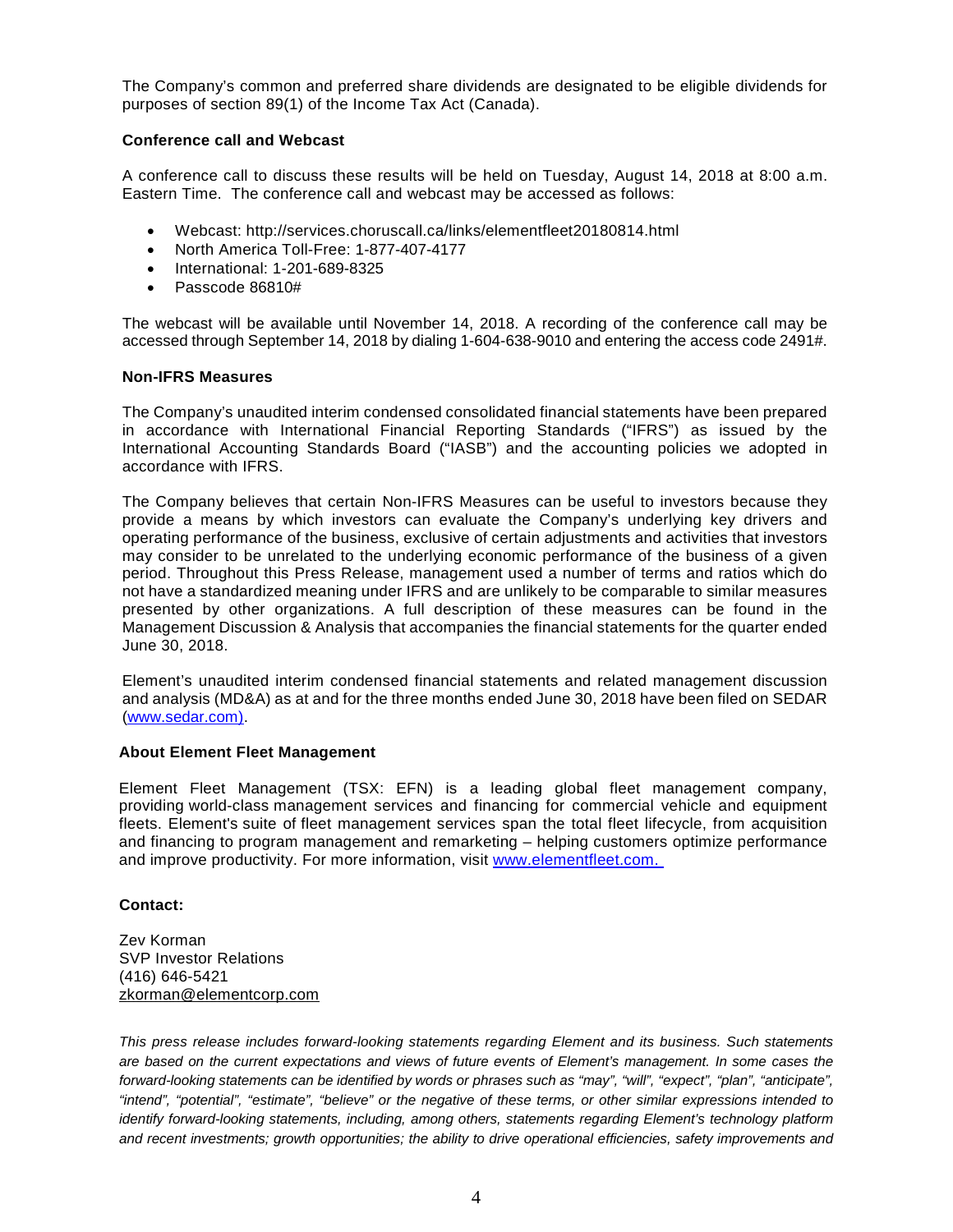The Company's common and preferred share dividends are designated to be eligible dividends for purposes of section 89(1) of the Income Tax Act (Canada).

**Conference call and Webcast**

A conference call to discuss these results will be held on Tuesday, August 14, 2018 at 8:00 a.m. Eastern Time. The conference call and webcast may be accessed as follows:

- Webcast: http://services.choruscall.ca/links/elementfleet20180814.html
- North America Toll-Free: 1-877-407-4177
- International: 1-201-689-8325
- Passcode 86810#

The webcast will be available until November 14, 2018. A recording of the conference call may be accessed through September 14, 2018 by dialing 1-604-638-9010 and entering the access code 2491#.

**Non-IFRS Measures**

The Company's unaudited interim condensed consolidated financial statements have been prepared in accordance with International Financial Reporting Standards ("IFRS") as issued by the International Accounting Standards Board ("IASB") and the accounting policies we adopted in accordance with IFRS.

The Company believes that certain Non-IFRS Measures can be useful to investors because they provide a means by which investors can evaluate the Company's underlying key drivers and operating performance of the business, exclusive of certain adjustments and activities that investors may consider to be unrelated to the underlying economic performance of the business of a given period. Throughout this Press Release, management used a number of terms and ratios which do not have a standardized meaning under IFRS and are unlikely to be comparable to similar measures presented by other organizations. A full description of these measures can be found in the Management Discussion & Analysis that accompanies the financial statements for the quarter ended June 30, 2018.

Element's unaudited interim condensed financial statements and related management discussion and analysis (MD&A) as at and for the three months ended June 30, 2018 have been filed on SEDAR (www.sedar.com).

**About Element Fleet Management**

Element Fleet Management (TSX: EFN) is a leading global fleet management company, providing world-class management services and financing for commercial vehicle and equipment fleets. Element's suite of fleet management services span the total fleet lifecycle, from acquisition and financing to program management and remarketing – helping customers optimize performance and improve productivity. For more information, visit www.elementfleet.com.

**Contact:**

Zev Korman
SVP Investor Relations
(416) 646-5421
zkorman@elementcorp.com

*This press release includes forward-looking statements regarding Element and its business. Such statements are based on the current expectations and views of future events of Element's management. In some cases the forward-looking statements can be identified by words or phrases such as "may", "will", "expect", "plan", "anticipate", "intend", "potential", "estimate", "believe" or the negative of these terms, or other similar expressions intended to identify forward-looking statements, including, among others, statements regarding Element's technology platform and recent investments; growth opportunities; the ability to drive operational efficiencies, safety improvements and*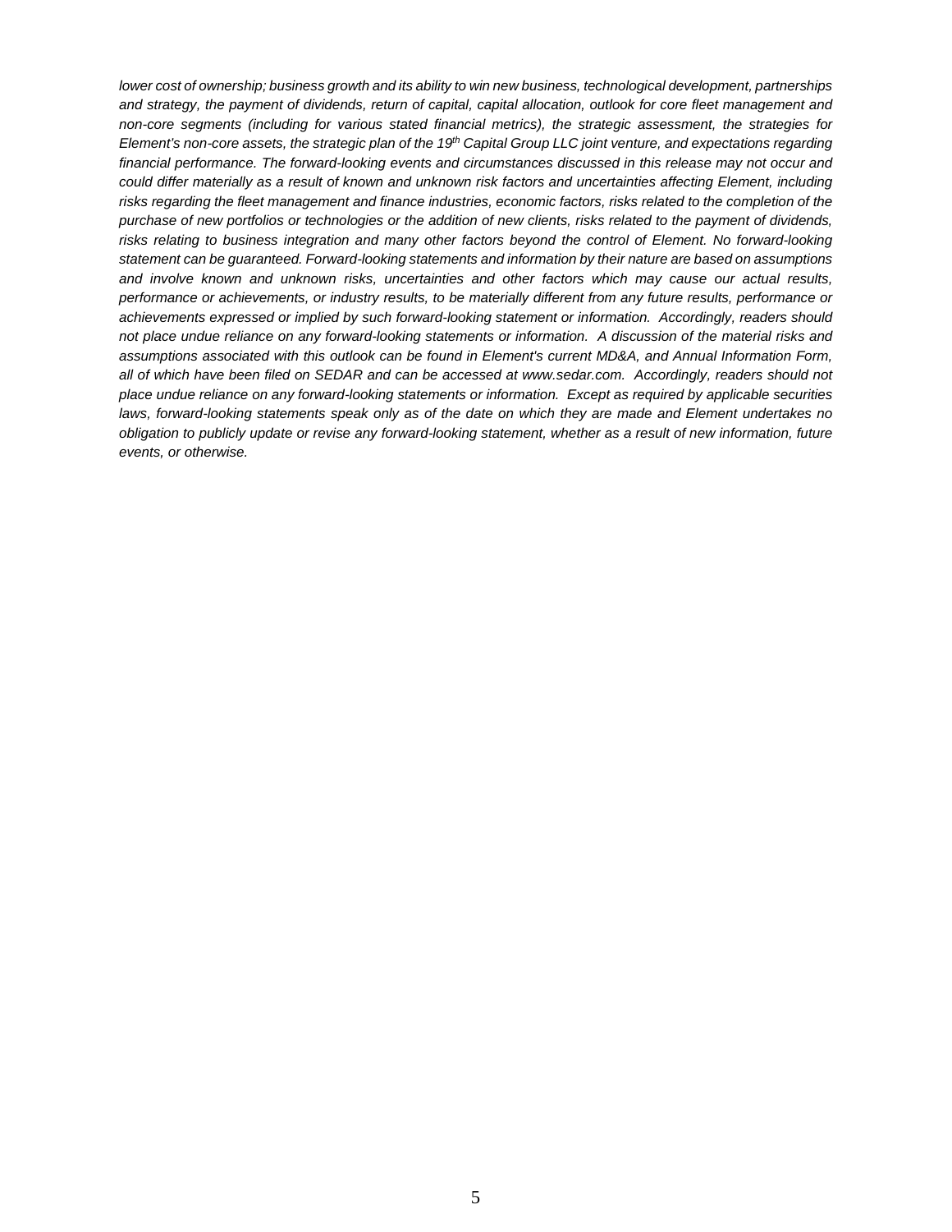*lower cost of ownership; business growth and its ability to win new business, technological development, partnerships and strategy, the payment of dividends, return of capital, capital allocation, outlook for core fleet management and non-core segments (including for various stated financial metrics), the strategic assessment, the strategies for Element's non-core assets, the strategic plan of the 19th Capital Group LLC joint venture, and expectations regarding financial performance. The forward-looking events and circumstances discussed in this release may not occur and could differ materially as a result of known and unknown risk factors and uncertainties affecting Element, including risks regarding the fleet management and finance industries, economic factors, risks related to the completion of the purchase of new portfolios or technologies or the addition of new clients, risks related to the payment of dividends, risks relating to business integration and many other factors beyond the control of Element. No forward-looking statement can be guaranteed. Forward-looking statements and information by their nature are based on assumptions and involve known and unknown risks, uncertainties and other factors which may cause our actual results, performance or achievements, or industry results, to be materially different from any future results, performance or achievements expressed or implied by such forward-looking statement or information. Accordingly, readers should not place undue reliance on any forward-looking statements or information. A discussion of the material risks and assumptions associated with this outlook can be found in Element's current MD&A, and Annual Information Form, all of which have been filed on SEDAR and can be accessed at www.sedar.com. Accordingly, readers should not place undue reliance on any forward-looking statements or information. Except as required by applicable securities laws, forward-looking statements speak only as of the date on which they are made and Element undertakes no obligation to publicly update or revise any forward-looking statement, whether as a result of new information, future events, or otherwise.*